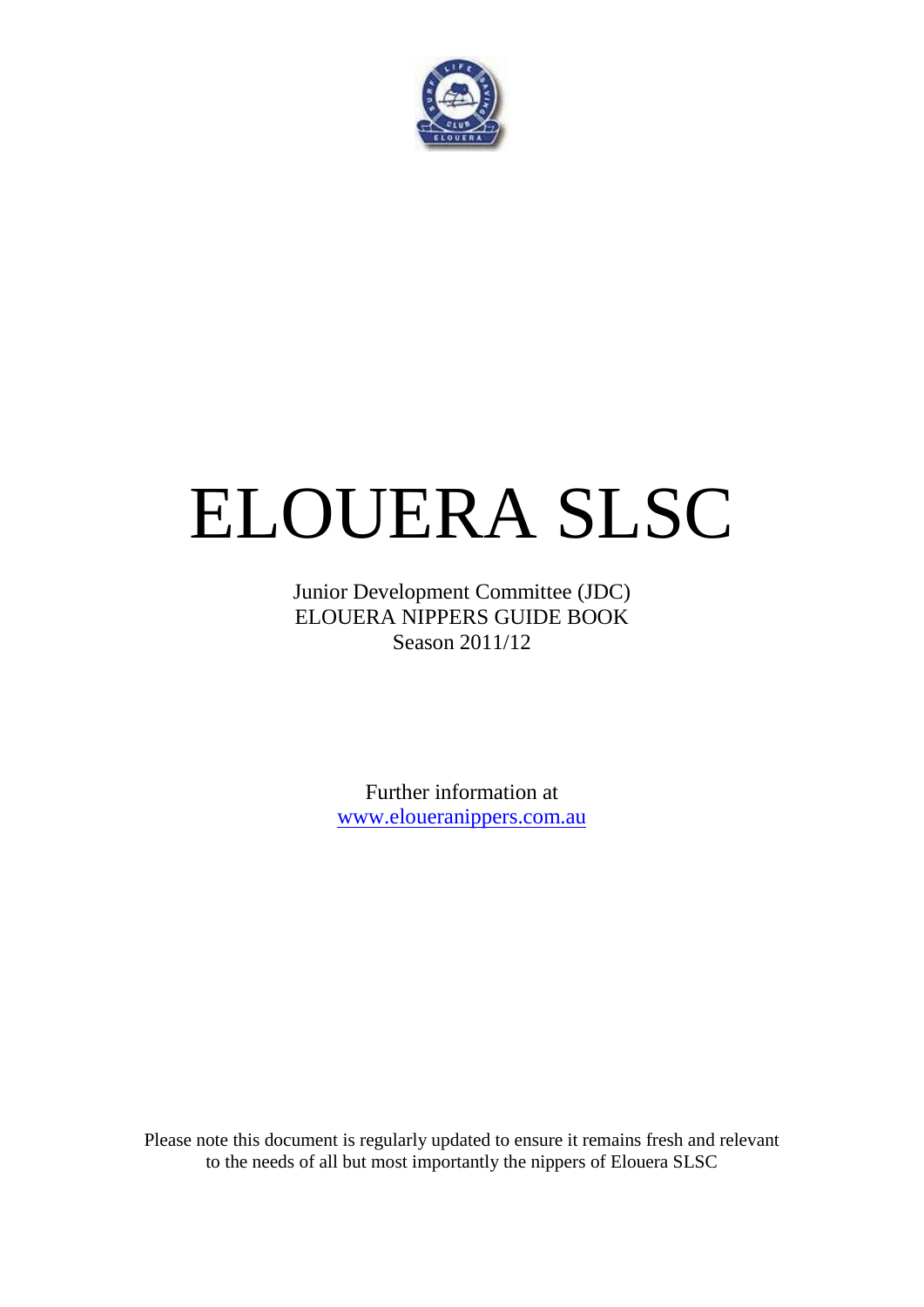# ELOUERA SLSC

Junior Development Committee (JDC)
ELOUERA NIPPERS GUIDE BOOK
Season 2011/12

Further information at
[www.eloueranippers.com.au](http://www.eloueranippers.com.au)

Please note this document is regularly updated to ensure it remains fresh and relevant to the needs of all but most importantly the nippers of Elouera SLSC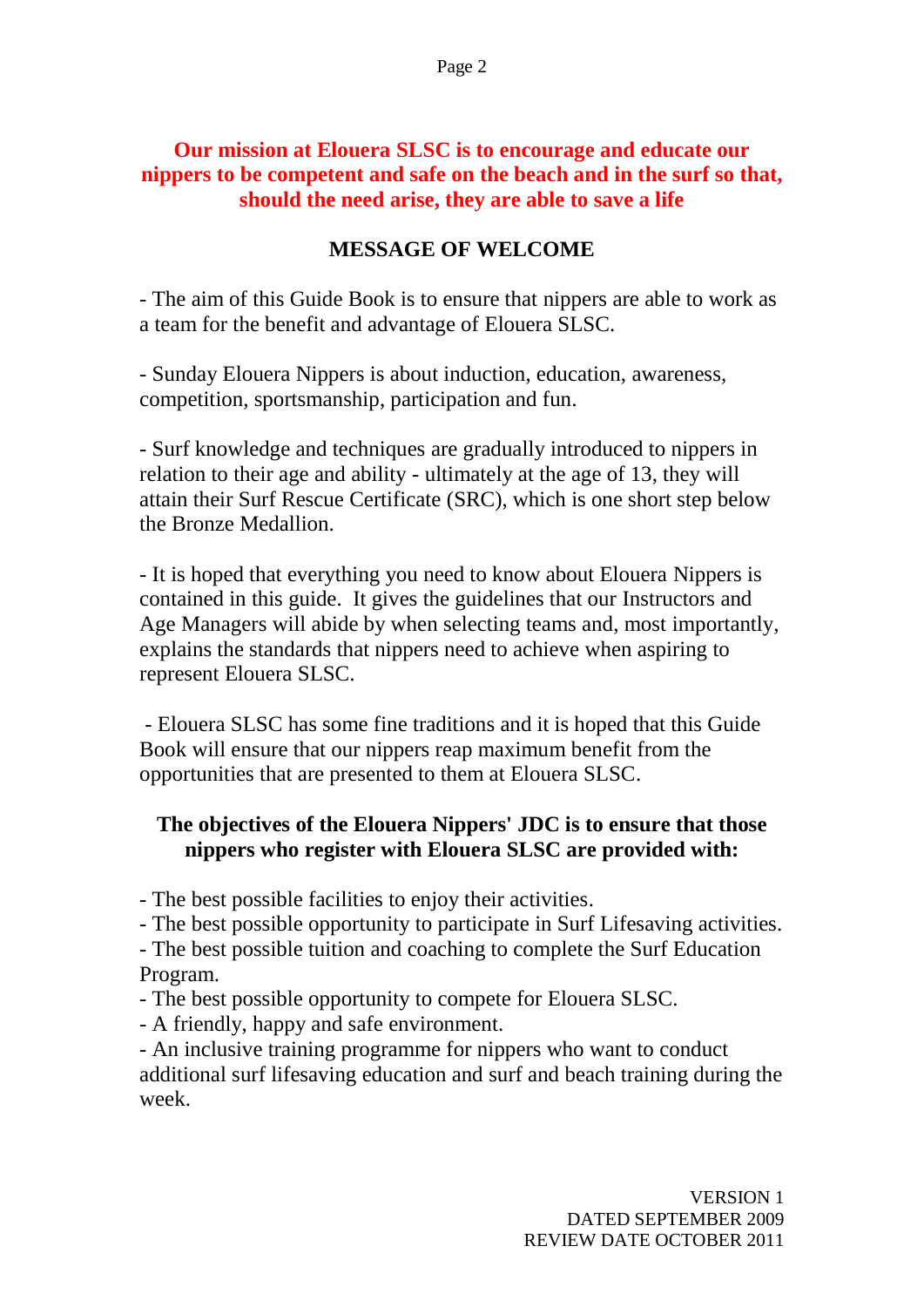**Our mission at Elouera SLSC is to encourage and educate our nippers to be competent and safe on the beach and in the surf so that, should the need arise, they are able to save a life**

## MESSAGE OF WELCOME

- The aim of this Guide Book is to ensure that nippers are able to work as a team for the benefit and advantage of Elouera SLSC.

- Sunday Elouera Nippers is about induction, education, awareness, competition, sportsmanship, participation and fun.

- Surf knowledge and techniques are gradually introduced to nippers in relation to their age and ability - ultimately at the age of 13, they will attain their Surf Rescue Certificate (SRC), which is one short step below the Bronze Medallion.

- It is hoped that everything you need to know about Elouera Nippers is contained in this guide. It gives the guidelines that our Instructors and Age Managers will abide by when selecting teams and, most importantly, explains the standards that nippers need to achieve when aspiring to represent Elouera SLSC.

- Elouera SLSC has some fine traditions and it is hoped that this Guide Book will ensure that our nippers reap maximum benefit from the opportunities that are presented to them at Elouera SLSC.

### The objectives of the Elouera Nippers' JDC is to ensure that those nippers who register with Elouera SLSC are provided with:

- The best possible facilities to enjoy their activities.
- The best possible opportunity to participate in Surf Lifesaving activities.
- The best possible tuition and coaching to complete the Surf Education Program.
- The best possible opportunity to compete for Elouera SLSC.
- A friendly, happy and safe environment.
- An inclusive training programme for nippers who want to conduct additional surf lifesaving education and surf and beach training during the week.

VERSION 1
DATED SEPTEMBER 2009
REVIEW DATE OCTOBER 2011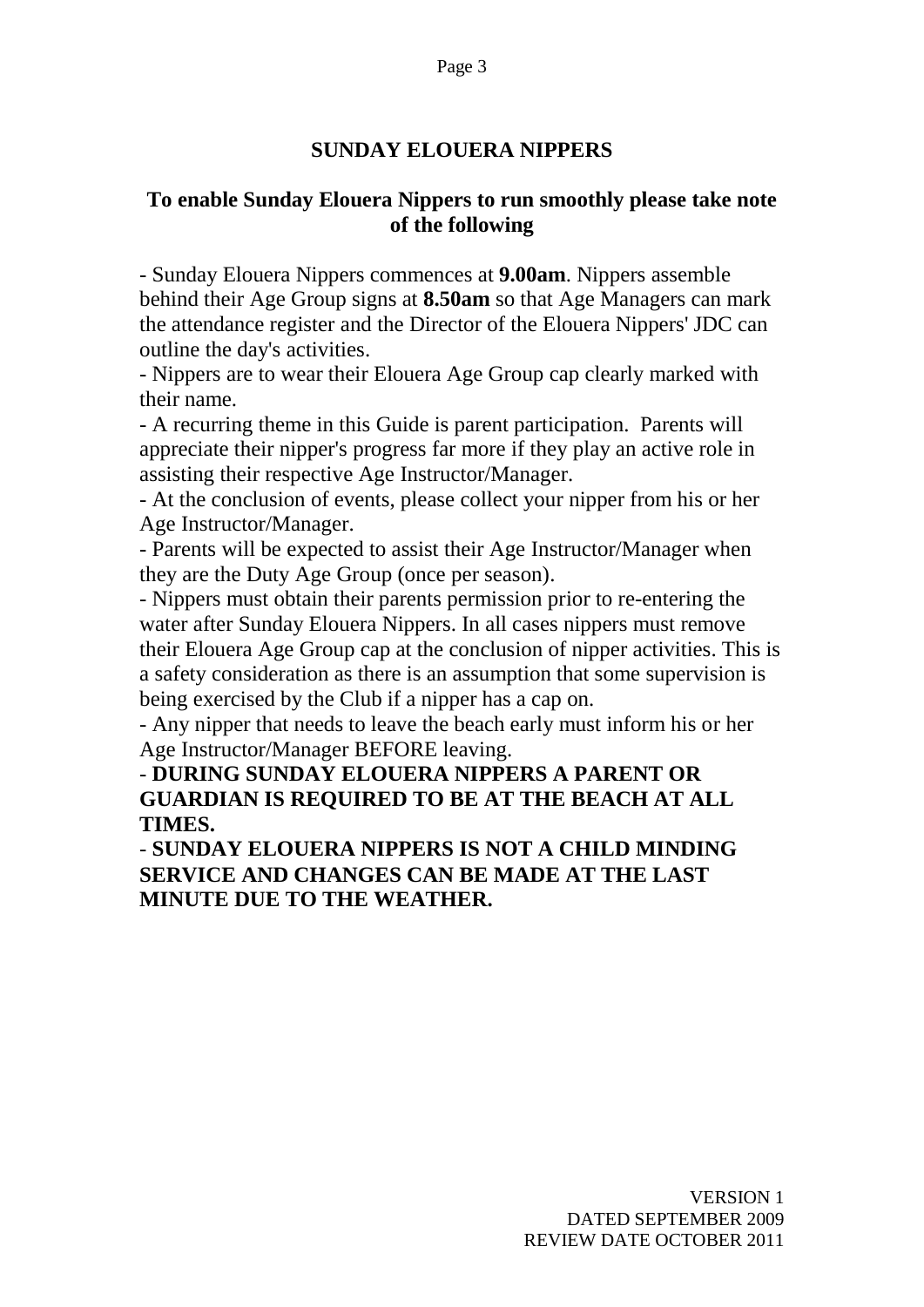# SUNDAY ELOUERA NIPPERS

## To enable Sunday Elouera Nippers to run smoothly please take note of the following

- Sunday Elouera Nippers commences at **9.00am**. Nippers assemble behind their Age Group signs at **8.50am** so that Age Managers can mark the attendance register and the Director of the Elouera Nippers' JDC can outline the day's activities.
- Nippers are to wear their Elouera Age Group cap clearly marked with their name.
- A recurring theme in this Guide is parent participation. Parents will appreciate their nipper's progress far more if they play an active role in assisting their respective Age Instructor/Manager.
- At the conclusion of events, please collect your nipper from his or her Age Instructor/Manager.
- Parents will be expected to assist their Age Instructor/Manager when they are the Duty Age Group (once per season).
- Nippers must obtain their parents permission prior to re-entering the water after Sunday Elouera Nippers. In all cases nippers must remove their Elouera Age Group cap at the conclusion of nipper activities. This is a safety consideration as there is an assumption that some supervision is being exercised by the Club if a nipper has a cap on.
- Any nipper that needs to leave the beach early must inform his or her Age Instructor/Manager BEFORE leaving.
- **DURING SUNDAY ELOUERA NIPPERS A PARENT OR GUARDIAN IS REQUIRED TO BE AT THE BEACH AT ALL TIMES.**
- **SUNDAY ELOUERA NIPPERS IS NOT A CHILD MINDING SERVICE AND CHANGES CAN BE MADE AT THE LAST MINUTE DUE TO THE WEATHER.**

VERSION 1
DATED SEPTEMBER 2009
REVIEW DATE OCTOBER 2011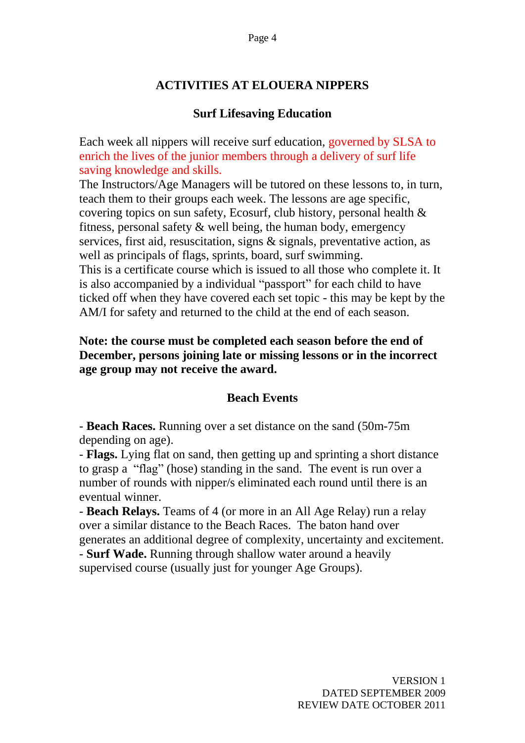## ACTIVITIES AT ELOUERA NIPPERS

### Surf Lifesaving Education

Each week all nippers will receive surf education, governed by SLSA to enrich the lives of the junior members through a delivery of surf life saving knowledge and skills.

The Instructors/Age Managers will be tutored on these lessons to, in turn, teach them to their groups each week. The lessons are age specific, covering topics on sun safety, Ecosurf, club history, personal health & fitness, personal safety & well being, the human body, emergency services, first aid, resuscitation, signs & signals, preventative action, as well as principals of flags, sprints, board, surf swimming.

This is a certificate course which is issued to all those who complete it. It is also accompanied by a individual “passport” for each child to have ticked off when they have covered each set topic - this may be kept by the AM/I for safety and returned to the child at the end of each season.

**Note: the course must be completed each season before the end of December, persons joining late or missing lessons or in the incorrect age group may not receive the award.**

### Beach Events

- **Beach Races.** Running over a set distance on the sand (50m-75m depending on age).
- **Flags.** Lying flat on sand, then getting up and sprinting a short distance to grasp a “flag” (hose) standing in the sand. The event is run over a number of rounds with nipper/s eliminated each round until there is an eventual winner.
- **Beach Relays.** Teams of 4 (or more in an All Age Relay) run a relay over a similar distance to the Beach Races. The baton hand over generates an additional degree of complexity, uncertainty and excitement.
- **Surf Wade.** Running through shallow water around a heavily supervised course (usually just for younger Age Groups).

VERSION 1
DATED SEPTEMBER 2009
REVIEW DATE OCTOBER 2011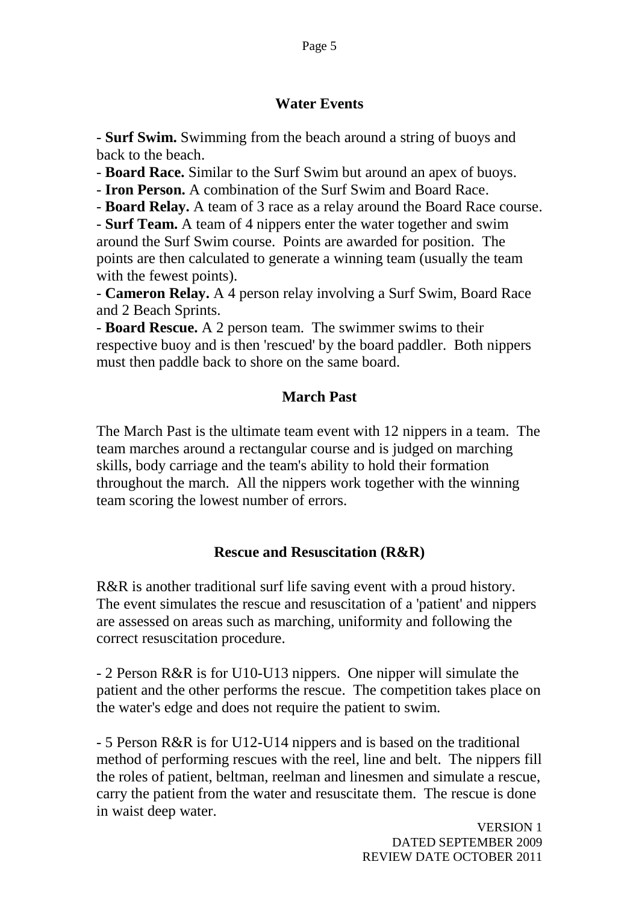## Water Events

- **Surf Swim.** Swimming from the beach around a string of buoys and back to the beach.
- **Board Race.** Similar to the Surf Swim but around an apex of buoys.
- **Iron Person.** A combination of the Surf Swim and Board Race.
- **Board Relay.** A team of 3 race as a relay around the Board Race course.
- **Surf Team.** A team of 4 nippers enter the water together and swim around the Surf Swim course. Points are awarded for position. The points are then calculated to generate a winning team (usually the team with the fewest points).
- **Cameron Relay.** A 4 person relay involving a Surf Swim, Board Race and 2 Beach Sprints.
- **Board Rescue.** A 2 person team. The swimmer swims to their respective buoy and is then 'rescued' by the board paddler. Both nippers must then paddle back to shore on the same board.

## March Past

The March Past is the ultimate team event with 12 nippers in a team. The team marches around a rectangular course and is judged on marching skills, body carriage and the team's ability to hold their formation throughout the march. All the nippers work together with the winning team scoring the lowest number of errors.

## Rescue and Resuscitation (R&R)

R&R is another traditional surf life saving event with a proud history. The event simulates the rescue and resuscitation of a 'patient' and nippers are assessed on areas such as marching, uniformity and following the correct resuscitation procedure.

- 2 Person R&R is for U10-U13 nippers. One nipper will simulate the patient and the other performs the rescue. The competition takes place on the water's edge and does not require the patient to swim.

- 5 Person R&R is for U12-U14 nippers and is based on the traditional method of performing rescues with the reel, line and belt. The nippers fill the roles of patient, beltman, reelman and linesmen and simulate a rescue, carry the patient from the water and resuscitate them. The rescue is done in waist deep water.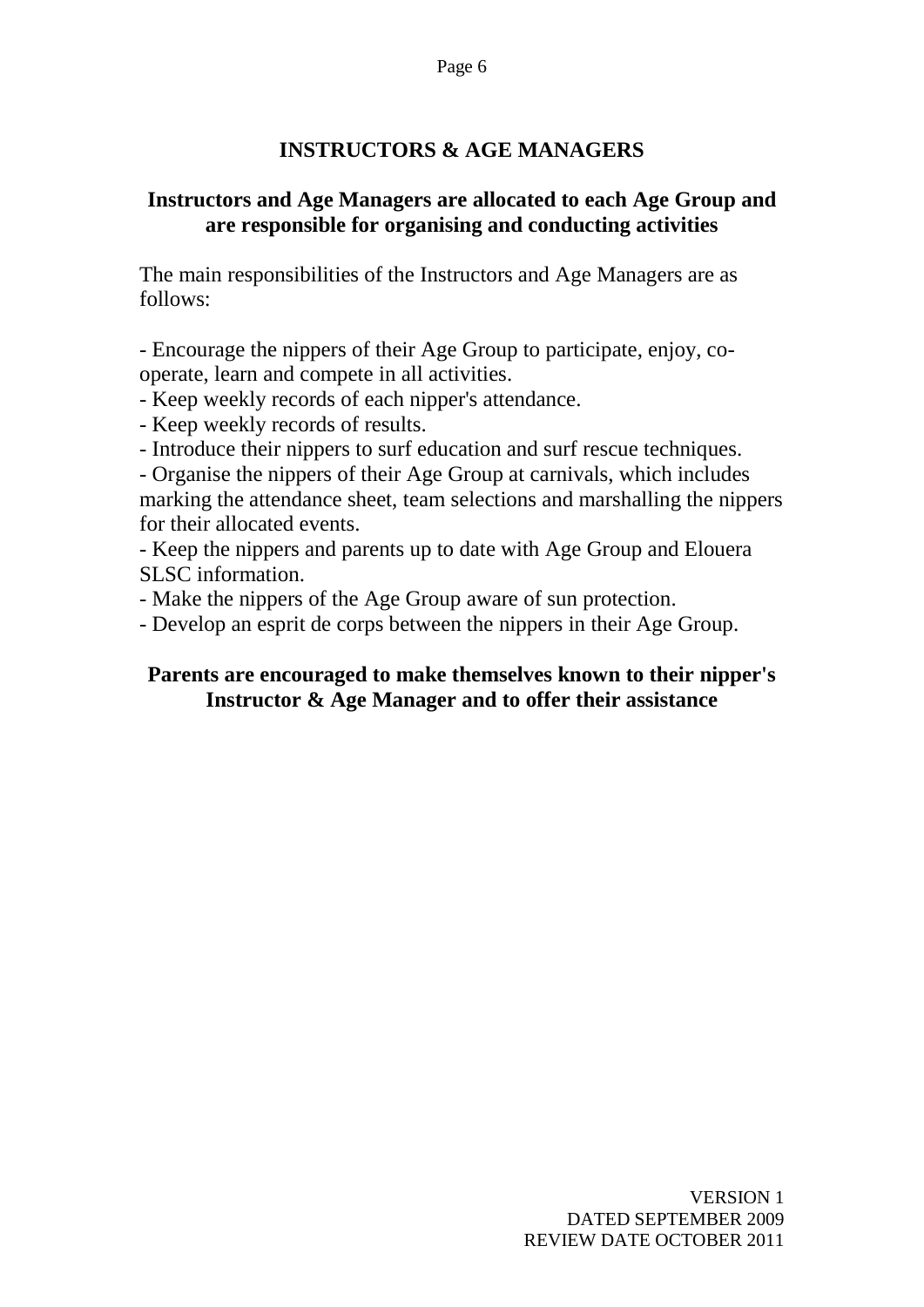# INSTRUCTORS & AGE MANAGERS

## Instructors and Age Managers are allocated to each Age Group and are responsible for organising and conducting activities

The main responsibilities of the Instructors and Age Managers are as follows:

- Encourage the nippers of their Age Group to participate, enjoy, co-operate, learn and compete in all activities.
- Keep weekly records of each nipper's attendance.
- Keep weekly records of results.
- Introduce their nippers to surf education and surf rescue techniques.
- Organise the nippers of their Age Group at carnivals, which includes marking the attendance sheet, team selections and marshalling the nippers for their allocated events.
- Keep the nippers and parents up to date with Age Group and Elouera SLSC information.
- Make the nippers of the Age Group aware of sun protection.
- Develop an esprit de corps between the nippers in their Age Group.

**Parents are encouraged to make themselves known to their nipper's Instructor & Age Manager and to offer their assistance**

VERSION 1
DATED SEPTEMBER 2009
REVIEW DATE OCTOBER 2011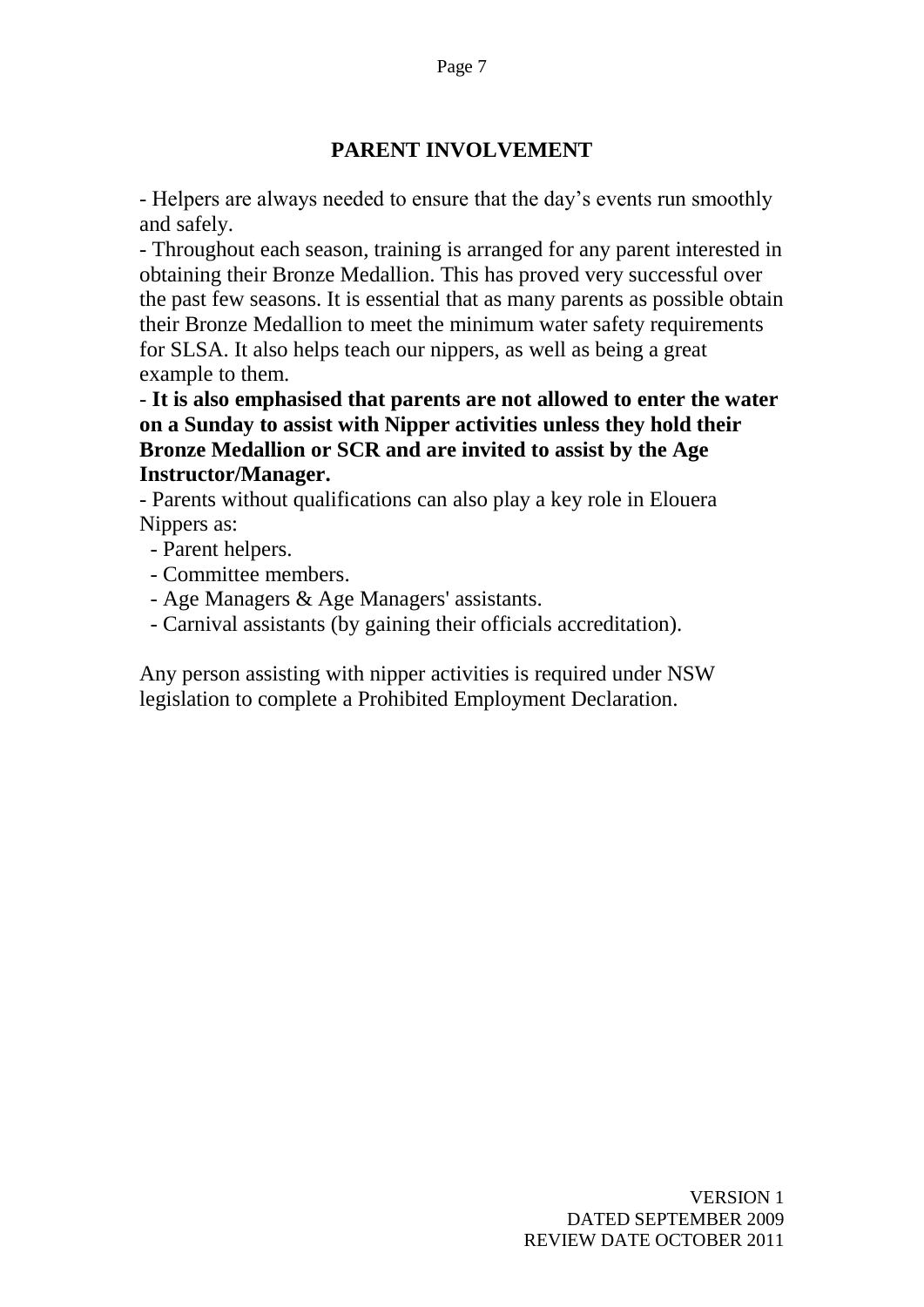## PARENT INVOLVEMENT

- Helpers are always needed to ensure that the day's events run smoothly and safely.
- Throughout each season, training is arranged for any parent interested in obtaining their Bronze Medallion. This has proved very successful over the past few seasons. It is essential that as many parents as possible obtain their Bronze Medallion to meet the minimum water safety requirements for SLSA. It also helps teach our nippers, as well as being a great example to them.
- **It is also emphasised that parents are not allowed to enter the water on a Sunday to assist with Nipper activities unless they hold their Bronze Medallion or SCR and are invited to assist by the Age Instructor/Manager.**
- Parents without qualifications can also play a key role in Elouera Nippers as:
  - Parent helpers.
  - Committee members.
  - Age Managers & Age Managers' assistants.
  - Carnival assistants (by gaining their officials accreditation).

Any person assisting with nipper activities is required under NSW legislation to complete a Prohibited Employment Declaration.

VERSION 1
DATED SEPTEMBER 2009
REVIEW DATE OCTOBER 2011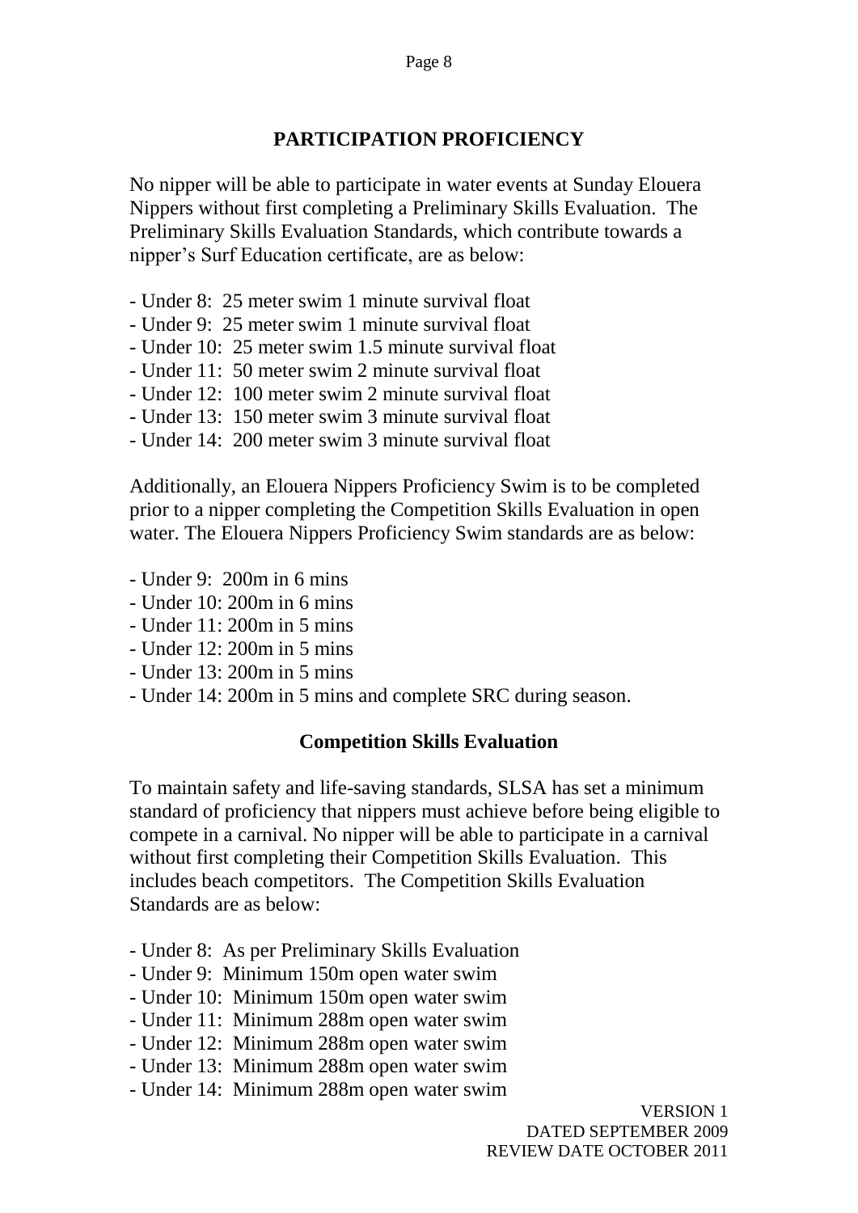## PARTICIPATION PROFICIENCY

No nipper will be able to participate in water events at Sunday Elouera Nippers without first completing a Preliminary Skills Evaluation. The Preliminary Skills Evaluation Standards, which contribute towards a nipper's Surf Education certificate, are as below:

- Under 8: 25 meter swim 1 minute survival float
- Under 9: 25 meter swim 1 minute survival float
- Under 10: 25 meter swim 1.5 minute survival float
- Under 11: 50 meter swim 2 minute survival float
- Under 12: 100 meter swim 2 minute survival float
- Under 13: 150 meter swim 3 minute survival float
- Under 14: 200 meter swim 3 minute survival float

Additionally, an Elouera Nippers Proficiency Swim is to be completed prior to a nipper completing the Competition Skills Evaluation in open water. The Elouera Nippers Proficiency Swim standards are as below:

- Under 9: 200m in 6 mins
- Under 10: 200m in 6 mins
- Under 11: 200m in 5 mins
- Under 12: 200m in 5 mins
- Under 13: 200m in 5 mins
- Under 14: 200m in 5 mins and complete SRC during season.

### Competition Skills Evaluation

To maintain safety and life-saving standards, SLSA has set a minimum standard of proficiency that nippers must achieve before being eligible to compete in a carnival. No nipper will be able to participate in a carnival without first completing their Competition Skills Evaluation. This includes beach competitors. The Competition Skills Evaluation Standards are as below:

- Under 8: As per Preliminary Skills Evaluation
- Under 9: Minimum 150m open water swim
- Under 10: Minimum 150m open water swim
- Under 11: Minimum 288m open water swim
- Under 12: Minimum 288m open water swim
- Under 13: Minimum 288m open water swim
- Under 14: Minimum 288m open water swim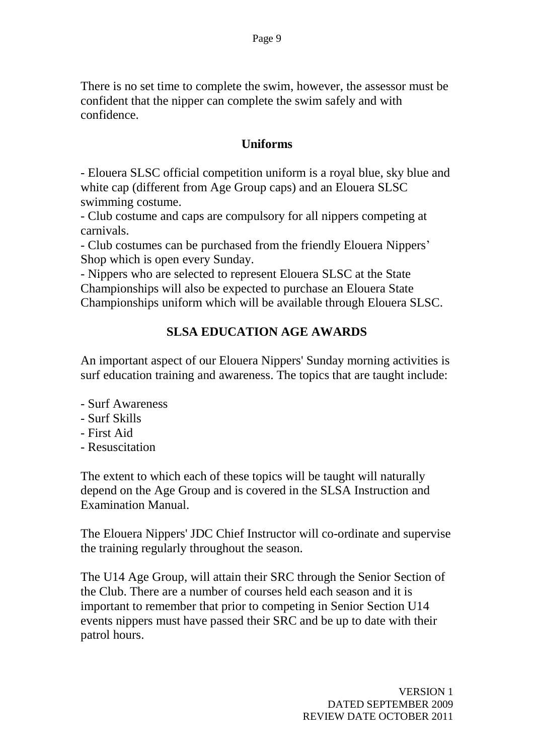There is no set time to complete the swim, however, the assessor must be confident that the nipper can complete the swim safely and with confidence.

## Uniforms

- Elouera SLSC official competition uniform is a royal blue, sky blue and white cap (different from Age Group caps) and an Elouera SLSC swimming costume.
- Club costume and caps are compulsory for all nippers competing at carnivals.
- Club costumes can be purchased from the friendly Elouera Nippers' Shop which is open every Sunday.
- Nippers who are selected to represent Elouera SLSC at the State Championships will also be expected to purchase an Elouera State Championships uniform which will be available through Elouera SLSC.

## SLSA EDUCATION AGE AWARDS

An important aspect of our Elouera Nippers' Sunday morning activities is surf education training and awareness. The topics that are taught include:

- Surf Awareness
- Surf Skills
- First Aid
- Resuscitation

The extent to which each of these topics will be taught will naturally depend on the Age Group and is covered in the SLSA Instruction and Examination Manual.

The Elouera Nippers' JDC Chief Instructor will co-ordinate and supervise the training regularly throughout the season.

The U14 Age Group, will attain their SRC through the Senior Section of the Club. There are a number of courses held each season and it is important to remember that prior to competing in Senior Section U14 events nippers must have passed their SRC and be up to date with their patrol hours.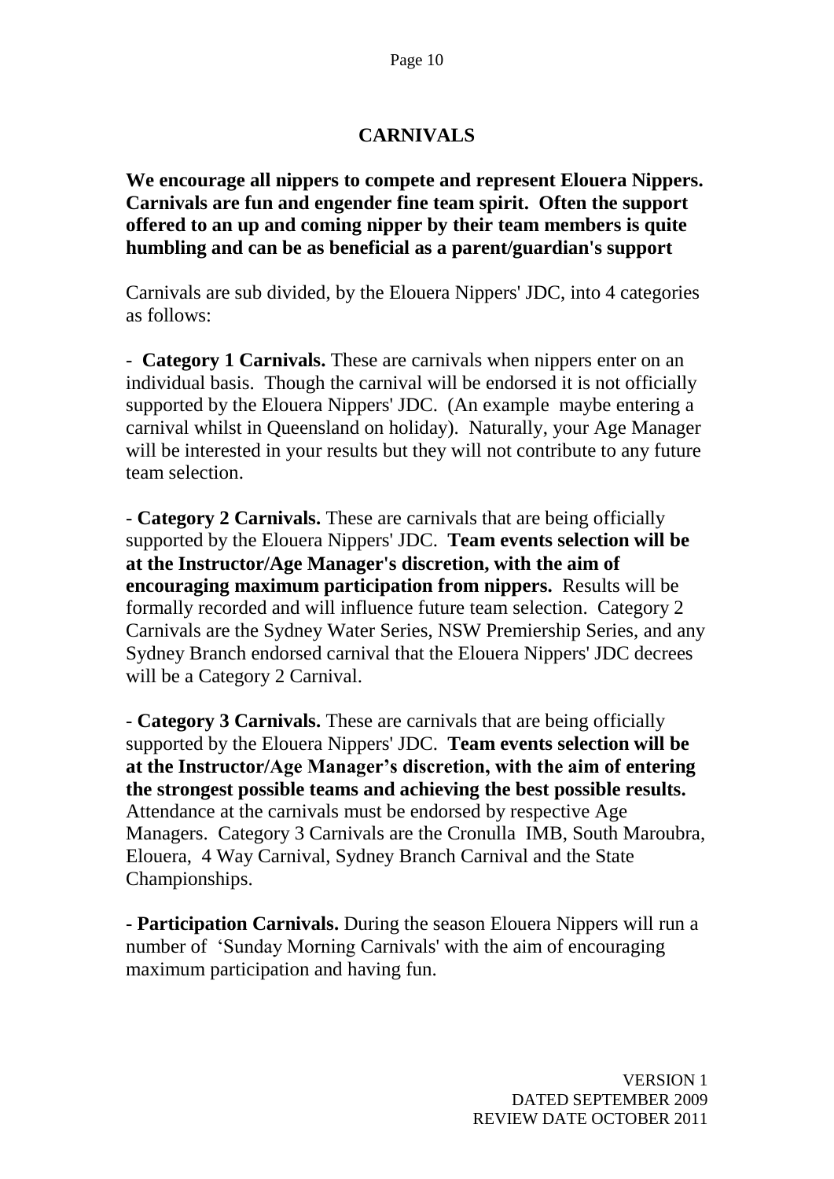## CARNIVALS

**We encourage all nippers to compete and represent Elouera Nippers. Carnivals are fun and engender fine team spirit. Often the support offered to an up and coming nipper by their team members is quite humbling and can be as beneficial as a parent/guardian's support**

Carnivals are sub divided, by the Elouera Nippers' JDC, into 4 categories as follows:

- **Category 1 Carnivals.** These are carnivals when nippers enter on an individual basis. Though the carnival will be endorsed it is not officially supported by the Elouera Nippers' JDC. (An example maybe entering a carnival whilst in Queensland on holiday). Naturally, your Age Manager will be interested in your results but they will not contribute to any future team selection.

- **Category 2 Carnivals.** These are carnivals that are being officially supported by the Elouera Nippers' JDC. **Team events selection will be at the Instructor/Age Manager's discretion, with the aim of encouraging maximum participation from nippers.** Results will be formally recorded and will influence future team selection. Category 2 Carnivals are the Sydney Water Series, NSW Premiership Series, and any Sydney Branch endorsed carnival that the Elouera Nippers' JDC decrees will be a Category 2 Carnival.

- **Category 3 Carnivals.** These are carnivals that are being officially supported by the Elouera Nippers' JDC. **Team events selection will be at the Instructor/Age Manager's discretion, with the aim of entering the strongest possible teams and achieving the best possible results.** Attendance at the carnivals must be endorsed by respective Age Managers. Category 3 Carnivals are the Cronulla IMB, South Maroubra, Elouera, 4 Way Carnival, Sydney Branch Carnival and the State Championships.

- **Participation Carnivals.** During the season Elouera Nippers will run a number of 'Sunday Morning Carnivals' with the aim of encouraging maximum participation and having fun.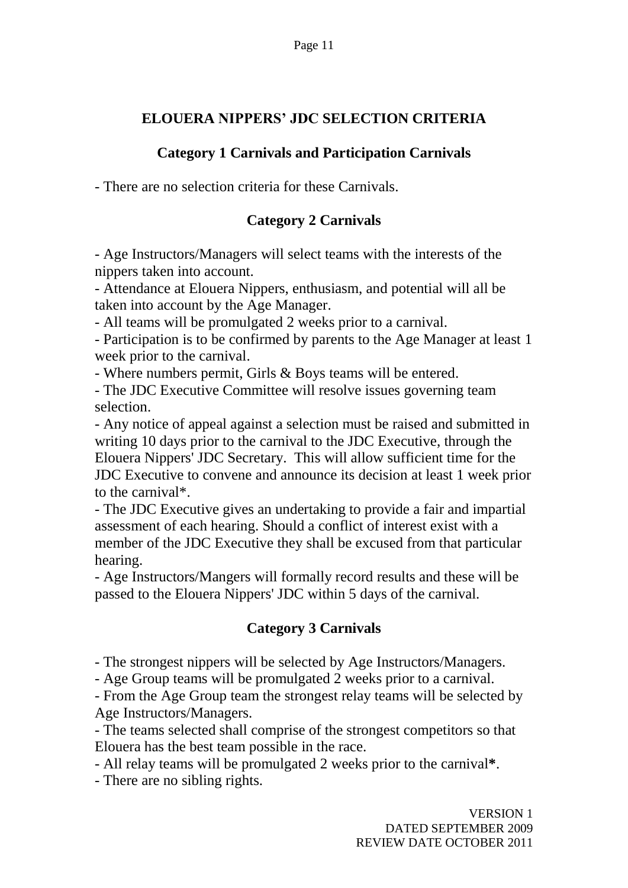## ELOUERA NIPPERS' JDC SELECTION CRITERIA

### Category 1 Carnivals and Participation Carnivals

- There are no selection criteria for these Carnivals.

### Category 2 Carnivals

- Age Instructors/Managers will select teams with the interests of the nippers taken into account.
- Attendance at Elouera Nippers, enthusiasm, and potential will all be taken into account by the Age Manager.
- All teams will be promulgated 2 weeks prior to a carnival.
- Participation is to be confirmed by parents to the Age Manager at least 1 week prior to the carnival.
- Where numbers permit, Girls & Boys teams will be entered.
- The JDC Executive Committee will resolve issues governing team selection.
- Any notice of appeal against a selection must be raised and submitted in writing 10 days prior to the carnival to the JDC Executive, through the Elouera Nippers' JDC Secretary. This will allow sufficient time for the JDC Executive to convene and announce its decision at least 1 week prior to the carnival*.
- The JDC Executive gives an undertaking to provide a fair and impartial assessment of each hearing. Should a conflict of interest exist with a member of the JDC Executive they shall be excused from that particular hearing.
- Age Instructors/Mangers will formally record results and these will be passed to the Elouera Nippers' JDC within 5 days of the carnival.

### Category 3 Carnivals

- The strongest nippers will be selected by Age Instructors/Managers.
- Age Group teams will be promulgated 2 weeks prior to a carnival.
- From the Age Group team the strongest relay teams will be selected by Age Instructors/Managers.
- The teams selected shall comprise of the strongest competitors so that Elouera has the best team possible in the race.
- All relay teams will be promulgated 2 weeks prior to the carnival**\***.
- There are no sibling rights.

VERSION 1
DATED SEPTEMBER 2009
REVIEW DATE OCTOBER 2011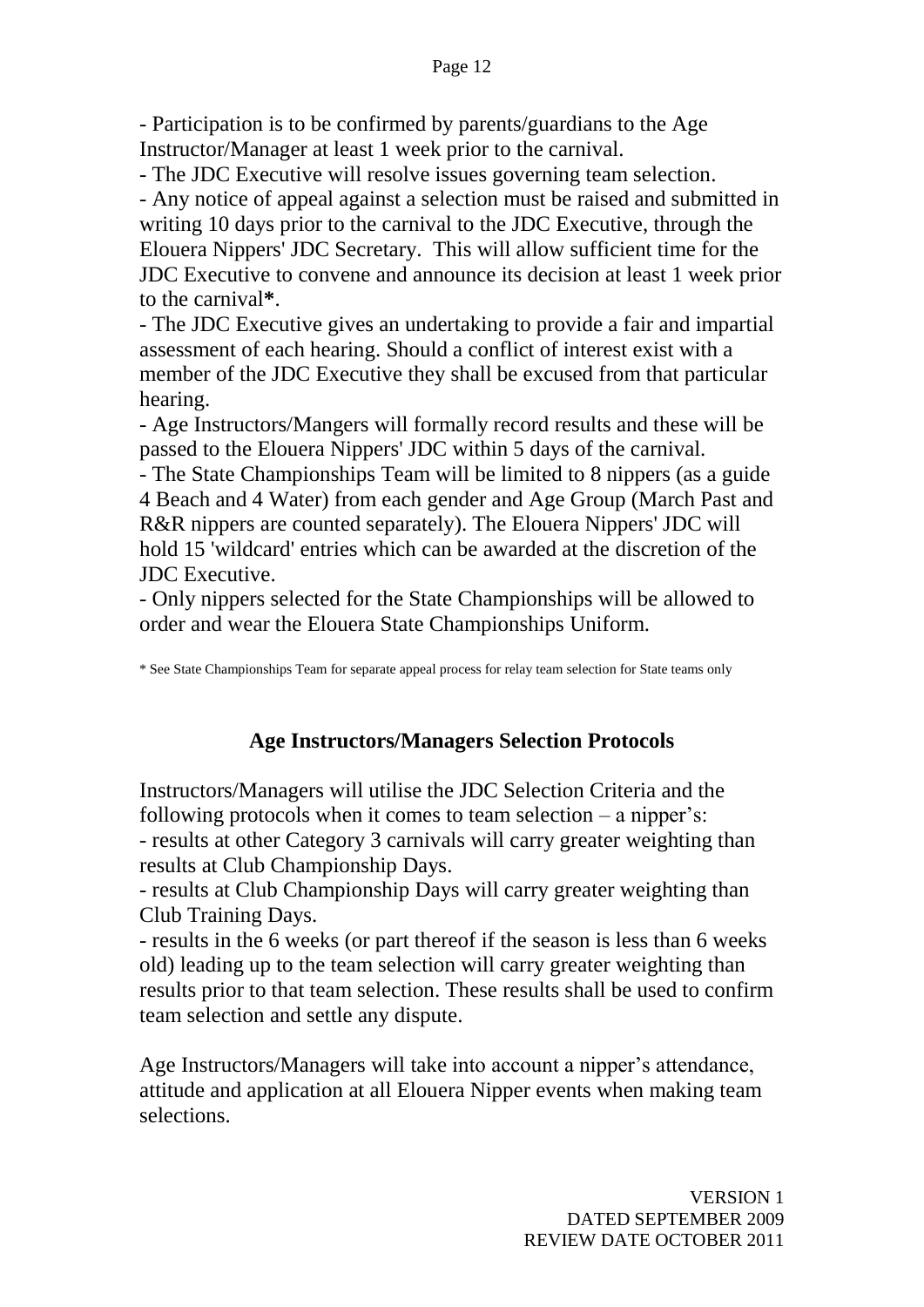- Participation is to be confirmed by parents/guardians to the Age Instructor/Manager at least 1 week prior to the carnival.
- The JDC Executive will resolve issues governing team selection.
- Any notice of appeal against a selection must be raised and submitted in writing 10 days prior to the carnival to the JDC Executive, through the Elouera Nippers' JDC Secretary. This will allow sufficient time for the JDC Executive to convene and announce its decision at least 1 week prior to the carnival**\***.
- The JDC Executive gives an undertaking to provide a fair and impartial assessment of each hearing. Should a conflict of interest exist with a member of the JDC Executive they shall be excused from that particular hearing.
- Age Instructors/Mangers will formally record results and these will be passed to the Elouera Nippers' JDC within 5 days of the carnival.
- The State Championships Team will be limited to 8 nippers (as a guide 4 Beach and 4 Water) from each gender and Age Group (March Past and R&R nippers are counted separately). The Elouera Nippers' JDC will hold 15 'wildcard' entries which can be awarded at the discretion of the JDC Executive.
- Only nippers selected for the State Championships will be allowed to order and wear the Elouera State Championships Uniform.

\* See State Championships Team for separate appeal process for relay team selection for State teams only

## Age Instructors/Managers Selection Protocols

Instructors/Managers will utilise the JDC Selection Criteria and the following protocols when it comes to team selection – a nipper's:
- results at other Category 3 carnivals will carry greater weighting than results at Club Championship Days.
- results at Club Championship Days will carry greater weighting than Club Training Days.
- results in the 6 weeks (or part thereof if the season is less than 6 weeks old) leading up to the team selection will carry greater weighting than results prior to that team selection. These results shall be used to confirm team selection and settle any dispute.

Age Instructors/Managers will take into account a nipper's attendance, attitude and application at all Elouera Nipper events when making team selections.

VERSION 1
DATED SEPTEMBER 2009
REVIEW DATE OCTOBER 2011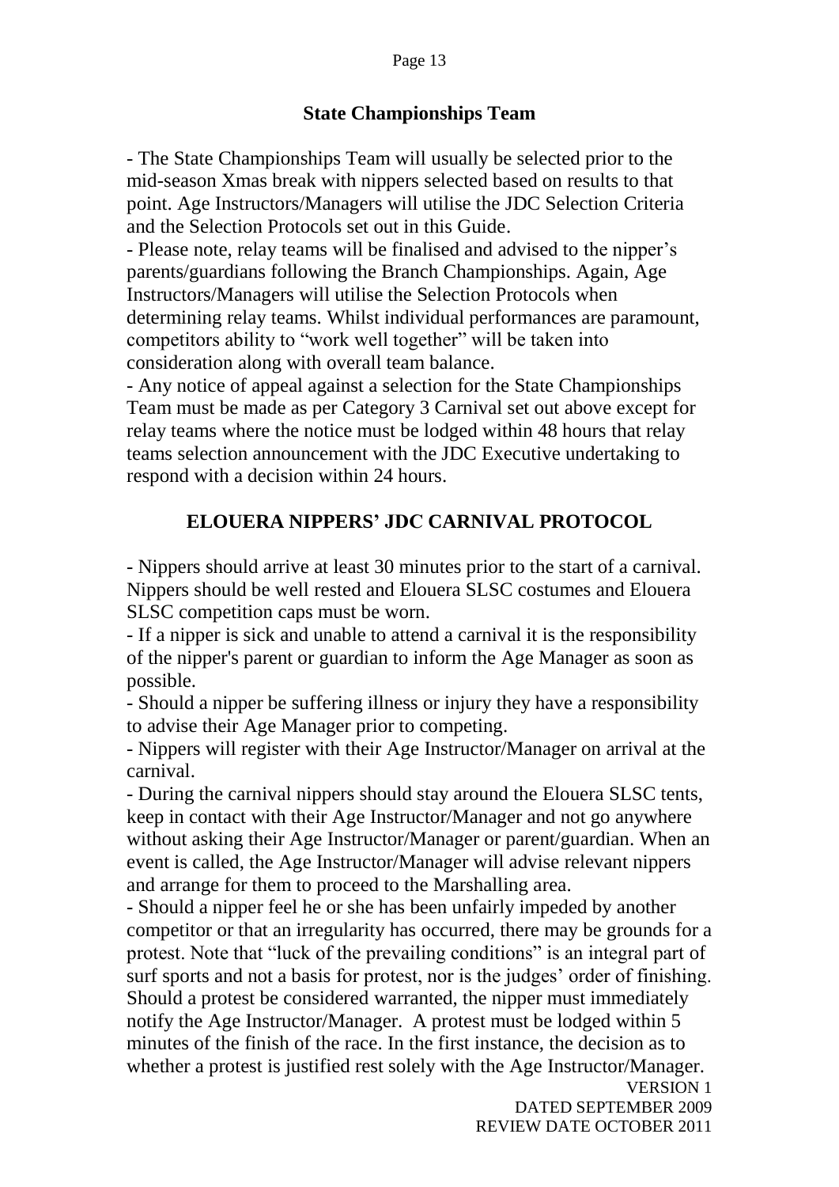## State Championships Team

- The State Championships Team will usually be selected prior to the mid-season Xmas break with nippers selected based on results to that point. Age Instructors/Managers will utilise the JDC Selection Criteria and the Selection Protocols set out in this Guide.
- Please note, relay teams will be finalised and advised to the nipper's parents/guardians following the Branch Championships. Again, Age Instructors/Managers will utilise the Selection Protocols when determining relay teams. Whilst individual performances are paramount, competitors ability to "work well together" will be taken into consideration along with overall team balance.
- Any notice of appeal against a selection for the State Championships Team must be made as per Category 3 Carnival set out above except for relay teams where the notice must be lodged within 48 hours that relay teams selection announcement with the JDC Executive undertaking to respond with a decision within 24 hours.

## ELOUERA NIPPERS' JDC CARNIVAL PROTOCOL

- Nippers should arrive at least 30 minutes prior to the start of a carnival. Nippers should be well rested and Elouera SLSC costumes and Elouera SLSC competition caps must be worn.
- If a nipper is sick and unable to attend a carnival it is the responsibility of the nipper's parent or guardian to inform the Age Manager as soon as possible.
- Should a nipper be suffering illness or injury they have a responsibility to advise their Age Manager prior to competing.
- Nippers will register with their Age Instructor/Manager on arrival at the carnival.
- During the carnival nippers should stay around the Elouera SLSC tents, keep in contact with their Age Instructor/Manager and not go anywhere without asking their Age Instructor/Manager or parent/guardian. When an event is called, the Age Instructor/Manager will advise relevant nippers and arrange for them to proceed to the Marshalling area.
- Should a nipper feel he or she has been unfairly impeded by another competitor or that an irregularity has occurred, there may be grounds for a protest. Note that "luck of the prevailing conditions" is an integral part of surf sports and not a basis for protest, nor is the judges' order of finishing. Should a protest be considered warranted, the nipper must immediately notify the Age Instructor/Manager. A protest must be lodged within 5 minutes of the finish of the race. In the first instance, the decision as to whether a protest is justified rest solely with the Age Instructor/Manager.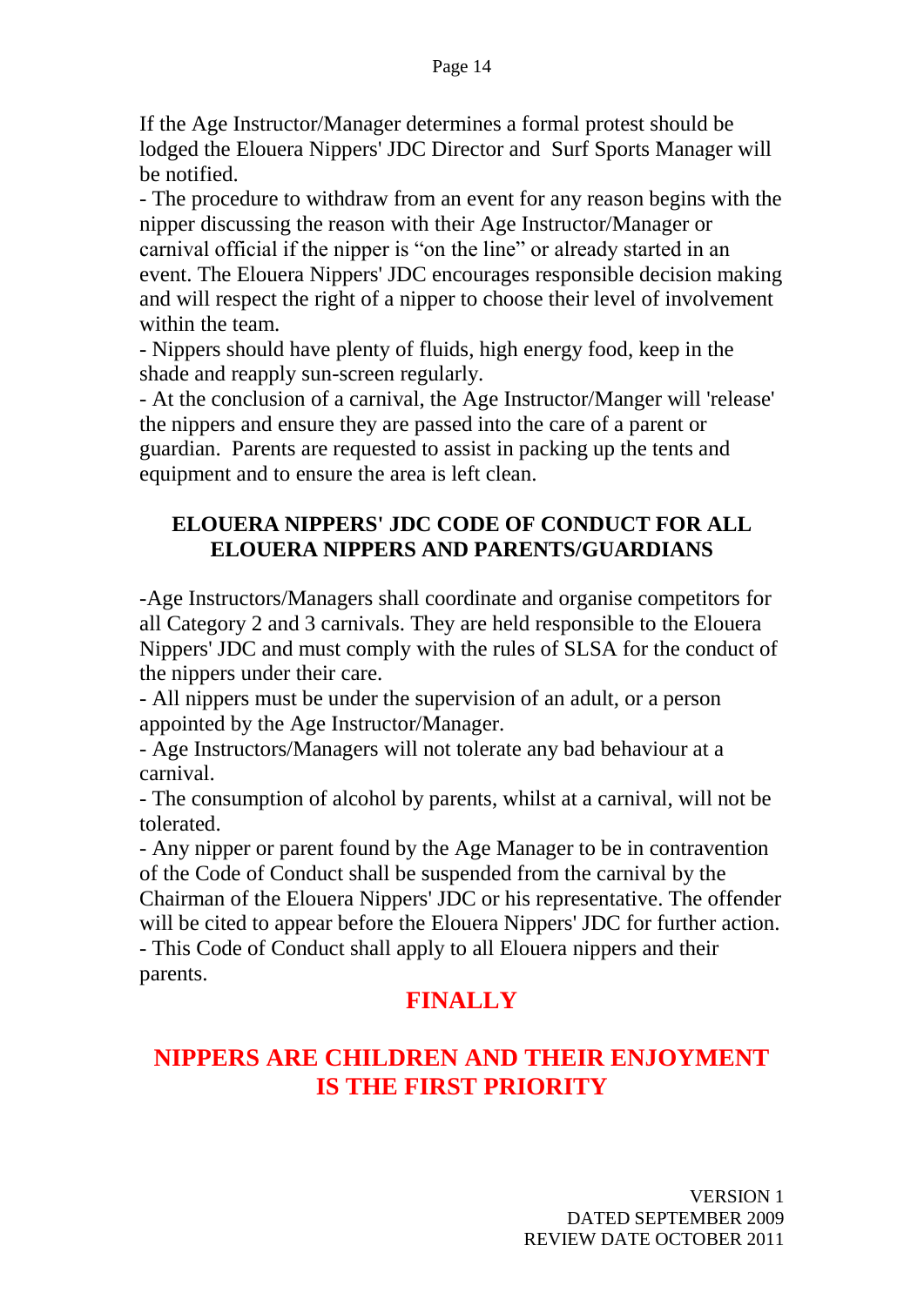If the Age Instructor/Manager determines a formal protest should be lodged the Elouera Nippers' JDC Director and Surf Sports Manager will be notified.

- The procedure to withdraw from an event for any reason begins with the nipper discussing the reason with their Age Instructor/Manager or carnival official if the nipper is “on the line” or already started in an event. The Elouera Nippers' JDC encourages responsible decision making and will respect the right of a nipper to choose their level of involvement within the team.
- Nippers should have plenty of fluids, high energy food, keep in the shade and reapply sun-screen regularly.
- At the conclusion of a carnival, the Age Instructor/Manger will 'release' the nippers and ensure they are passed into the care of a parent or guardian. Parents are requested to assist in packing up the tents and equipment and to ensure the area is left clean.

## ELOUERA NIPPERS' JDC CODE OF CONDUCT FOR ALL ELOUERA NIPPERS AND PARENTS/GUARDIANS

- Age Instructors/Managers shall coordinate and organise competitors for all Category 2 and 3 carnivals. They are held responsible to the Elouera Nippers' JDC and must comply with the rules of SLSA for the conduct of the nippers under their care.
- All nippers must be under the supervision of an adult, or a person appointed by the Age Instructor/Manager.
- Age Instructors/Managers will not tolerate any bad behaviour at a carnival.
- The consumption of alcohol by parents, whilst at a carnival, will not be tolerated.
- Any nipper or parent found by the Age Manager to be in contravention of the Code of Conduct shall be suspended from the carnival by the Chairman of the Elouera Nippers' JDC or his representative. The offender will be cited to appear before the Elouera Nippers' JDC for further action.
- This Code of Conduct shall apply to all Elouera nippers and their parents.

## FINALLY

## NIPPERS ARE CHILDREN AND THEIR ENJOYMENT IS THE FIRST PRIORITY

VERSION 1
DATED SEPTEMBER 2009
REVIEW DATE OCTOBER 2011